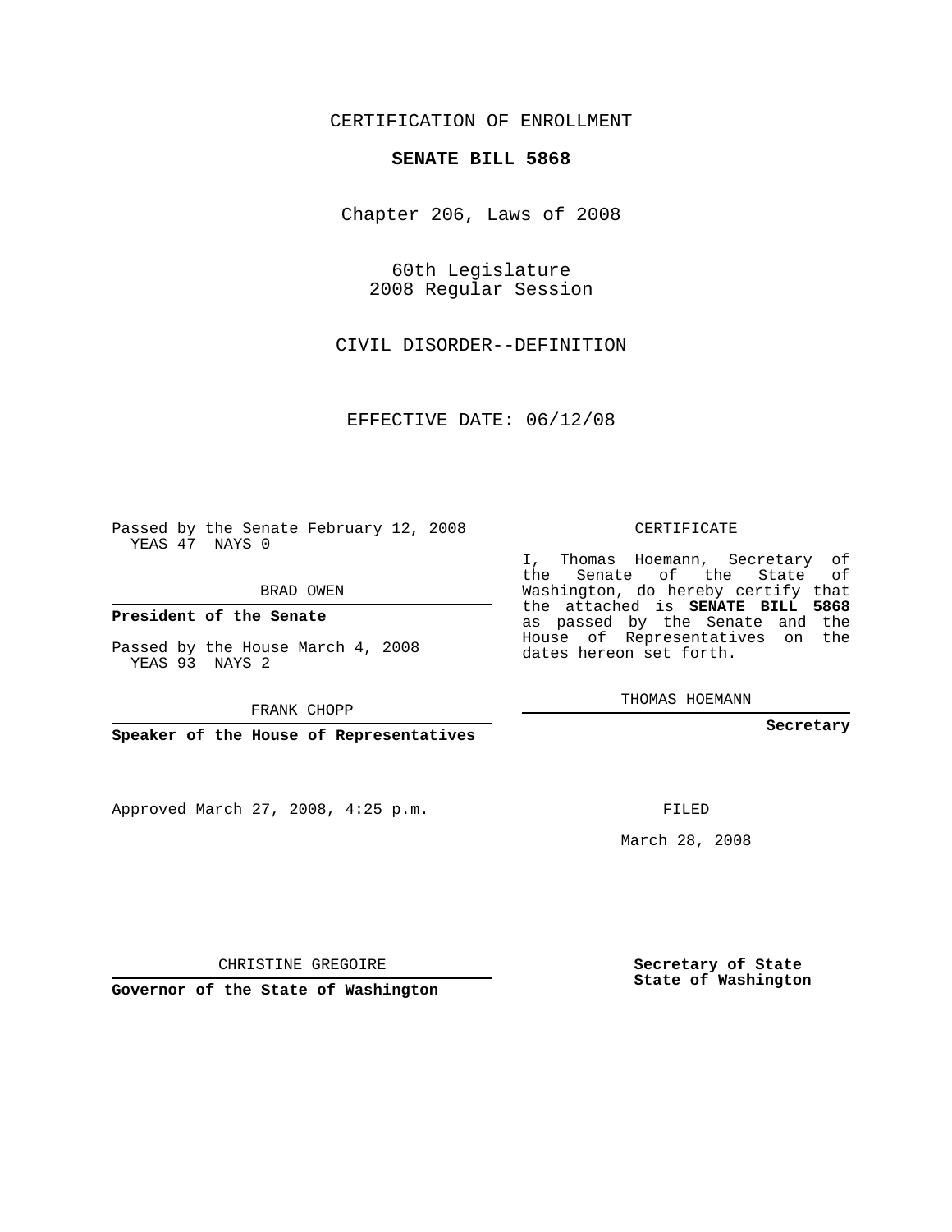CERTIFICATION OF ENROLLMENT

**SENATE BILL 5868**

Chapter 206, Laws of 2008

60th Legislature
2008 Regular Session

CIVIL DISORDER--DEFINITION

EFFECTIVE DATE: 06/12/08

Passed by the Senate February 12, 2008
YEAS 47 NAYS 0

BRAD OWEN

**President of the Senate**

Passed by the House March 4, 2008
YEAS 93 NAYS 2

FRANK CHOPP

**Speaker of the House of Representatives**

CERTIFICATE

I, Thomas Hoemann, Secretary of the Senate of the State of Washington, do hereby certify that the attached is **SENATE BILL 5868** as passed by the Senate and the House of Representatives on the dates hereon set forth.

THOMAS HOEMANN

**Secretary**

Approved March 27, 2008, 4:25 p.m.

FILED

March 28, 2008

CHRISTINE GREGOIRE

**Governor of the State of Washington**

**Secretary of State**
**State of Washington**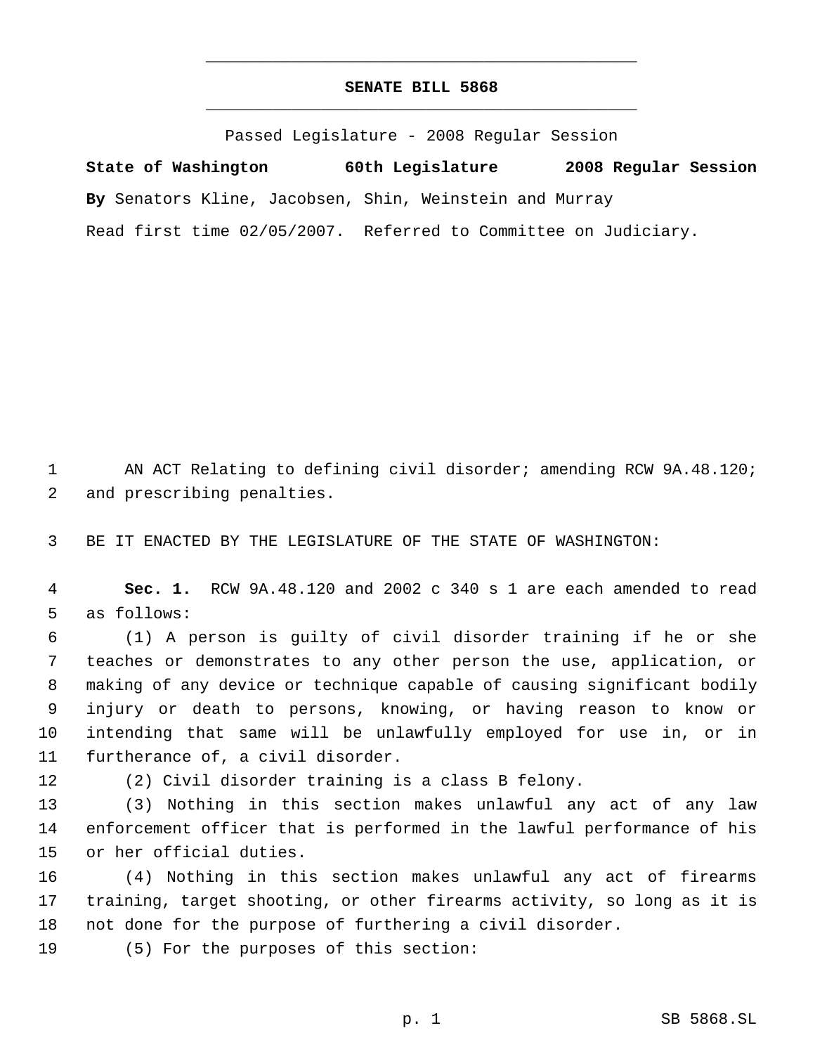# SENATE BILL 5868

Passed Legislature - 2008 Regular Session

**State of Washington 60th Legislature 2008 Regular Session**

**By** Senators Kline, Jacobsen, Shin, Weinstein and Murray

Read first time 02/05/2007. Referred to Committee on Judiciary.

AN ACT Relating to defining civil disorder; amending RCW 9A.48.120; and prescribing penalties.

BE IT ENACTED BY THE LEGISLATURE OF THE STATE OF WASHINGTON:

**Sec. 1.** RCW 9A.48.120 and 2002 c 340 s 1 are each amended to read as follows:

(1) A person is guilty of civil disorder training if he or she teaches or demonstrates to any other person the use, application, or making of any device or technique capable of causing significant bodily injury or death to persons, knowing, or having reason to know or intending that same will be unlawfully employed for use in, or in furtherance of, a civil disorder.

(2) Civil disorder training is a class B felony.

(3) Nothing in this section makes unlawful any act of any law enforcement officer that is performed in the lawful performance of his or her official duties.

(4) Nothing in this section makes unlawful any act of firearms training, target shooting, or other firearms activity, so long as it is not done for the purpose of furthering a civil disorder.

(5) For the purposes of this section: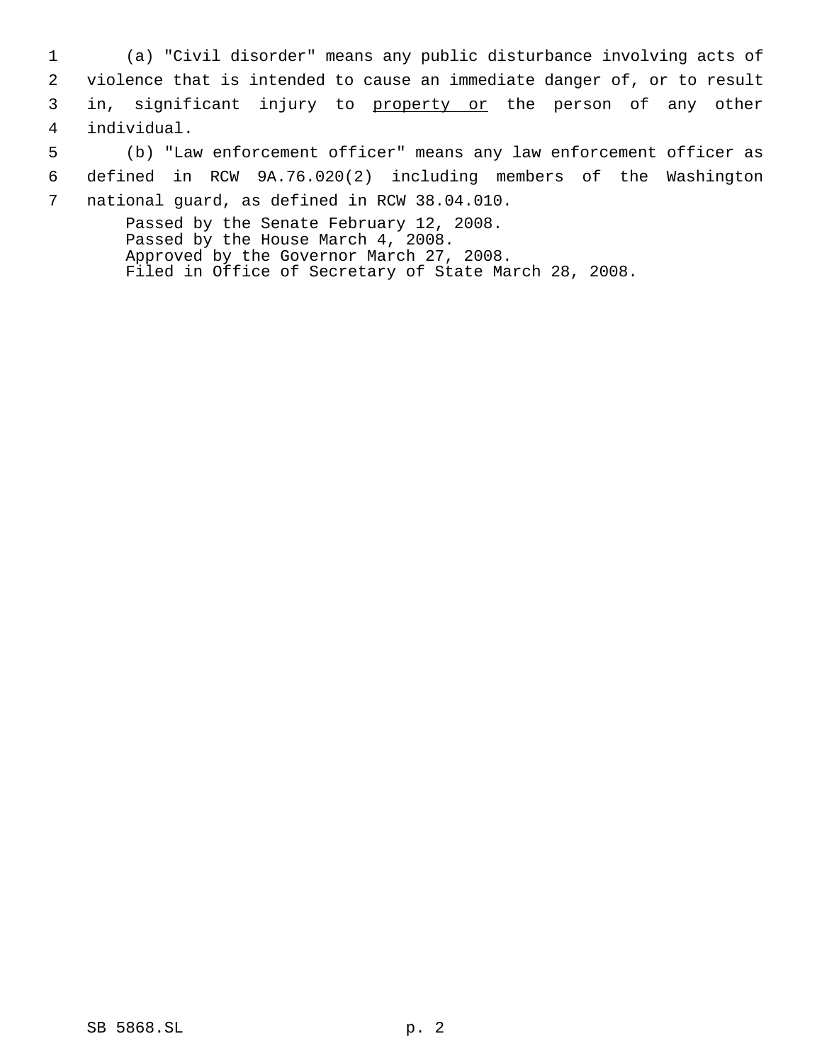(a) "Civil disorder" means any public disturbance involving acts of violence that is intended to cause an immediate danger of, or to result in, significant injury to <u>property or</u> the person of any other individual.

(b) "Law enforcement officer" means any law enforcement officer as defined in RCW 9A.76.020(2) including members of the Washington national guard, as defined in RCW 38.04.010.

Passed by the Senate February 12, 2008.
Passed by the House March 4, 2008.
Approved by the Governor March 27, 2008.
Filed in Office of Secretary of State March 28, 2008.